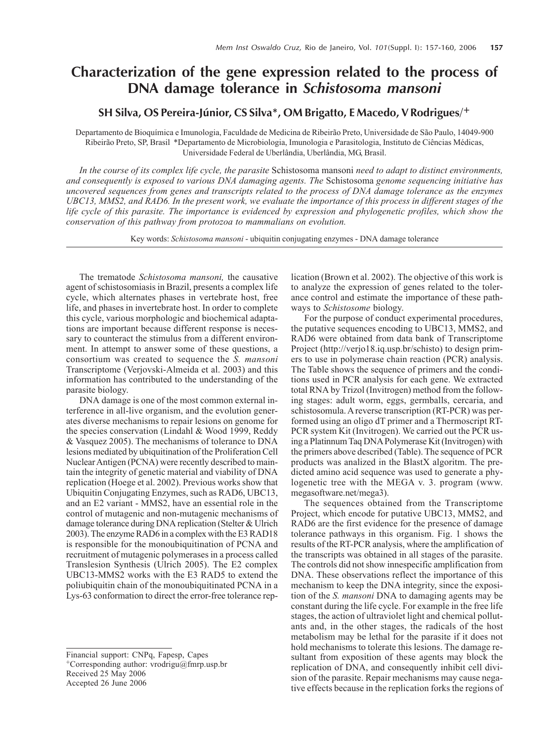# Characterization of the gene expression related to the process of DNA damage tolerance in *Schistosoma mansoni*

**SH Silva, OS Pereira-Júnior, CS Silva*, OM Brigatto, E Macedo, V Rodrigues/+**

Departamento de Bioquímica e Imunologia, Faculdade de Medicina de Ribeirão Preto, Universidade de São Paulo, 14049-900 Ribeirão Preto, SP, Brasil *Departamento de Microbiologia, Imunologia e Parasitologia, Instituto de Ciências Médicas, Universidade Federal de Uberlândia, Uberlândia, MG, Brasil.

*In the course of its complex life cycle, the parasite* Schistosoma mansoni *need to adapt to distinct environments, and consequently is exposed to various DNA damaging agents. The* Schistosoma *genome sequencing initiative has uncovered sequences from genes and transcripts related to the process of DNA damage tolerance as the enzymes UBC13, MMS2, and RAD6. In the present work, we evaluate the importance of this process in different stages of the life cycle of this parasite. The importance is evidenced by expression and phylogenetic profiles, which show the conservation of this pathway from protozoa to mammalians on evolution.*

Key words: *Schistosoma mansoni* - ubiquitin conjugating enzymes - DNA damage tolerance

The trematode *Schistosoma mansoni,* the causative agent of schistosomiasis in Brazil, presents a complex life cycle, which alternates phases in vertebrate host, free life, and phases in invertebrate host. In order to complete this cycle, various morphologic and biochemical adaptations are important because different response is necessary to counteract the stimulus from a different environment. In attempt to answer some of these questions, a consortium was created to sequence the *S. mansoni* Transcriptome (Verjovski-Almeida et al. 2003) and this information has contributed to the understanding of the parasite biology.

DNA damage is one of the most common external interference in all-live organism, and the evolution generates diverse mechanisms to repair lesions on genome for the species conservation (Lindahl & Wood 1999, Reddy & Vasquez 2005). The mechanisms of tolerance to DNA lesions mediated by ubiquitination of the Proliferation Cell Nuclear Antigen (PCNA) were recently described to maintain the integrity of genetic material and viability of DNA replication (Hoege et al. 2002). Previous works show that Ubiquitin Conjugating Enzymes, such as RAD6, UBC13, and an E2 variant - MMS2, have an essential role in the control of mutagenic and non-mutagenic mechanisms of damage tolerance during DNA replication (Stelter & Ulrich 2003). The enzyme RAD6 in a complex with the E3 RAD18 is responsible for the monoubiquitination of PCNA and recruitment of mutagenic polymerases in a process called Translesion Synthesis (Ulrich 2005). The E2 complex UBC13-MMS2 works with the E3 RAD5 to extend the poliubiquitin chain of the monoubiquitinated PCNA in a Lys-63 conformation to direct the error-free tolerance replication (Brown et al. 2002). The objective of this work is to analyze the expression of genes related to the tolerance control and estimate the importance of these pathways to *Schistosome* biology.

For the purpose of conduct experimental procedures, the putative sequences encoding to UBC13, MMS2, and RAD6 were obtained from data bank of Transcriptome Project (http://verjo18.iq.usp.br/schisto) to design primers to use in polymerase chain reaction (PCR) analysis. The Table shows the sequence of primers and the conditions used in PCR analysis for each gene. We extracted total RNA by Trizol (Invitrogen) method from the following stages: adult worm, eggs, germballs, cercaria, and schistosomula. A reverse transcription (RT-PCR) was performed using an oligo dT primer and a Thermoscript RT-PCR system Kit (Invitrogen). We carried out the PCR using a Platinnum Taq DNA Polymerase Kit (Invitrogen) with the primers above described (Table). The sequence of PCR products was analized in the BlastX algoritm. The predicted amino acid sequence was used to generate a phylogenetic tree with the MEGA v. 3. program (www.megasoftware.net/mega3).

The sequences obtained from the Transcriptome Project, which encode for putative UBC13, MMS2, and RAD6 are the first evidence for the presence of damage tolerance pathways in this organism. Fig. 1 shows the results of the RT-PCR analysis, where the amplification of the transcripts was obtained in all stages of the parasite. The controls did not show innespecific amplification from DNA. These observations reflect the importance of this mechanism to keep the DNA integrity, since the exposition of the *S. mansoni* DNA to damaging agents may be constant during the life cycle. For example in the free life stages, the action of ultraviolet light and chemical pollutants and, in the other stages, the radicals of the host metabolism may be lethal for the parasite if it does not hold mechanisms to tolerate this lesions. The damage resultant from exposition of these agents may block the replication of DNA, and consequently inhibit cell division of the parasite. Repair mechanisms may cause negative effects because in the replication forks the regions of

---

Financial support: CNPq, Fapesp, Capes
+Corresponding author: vrodrigu@fmrp.usp.br
Received 25 May 2006
Accepted 26 June 2006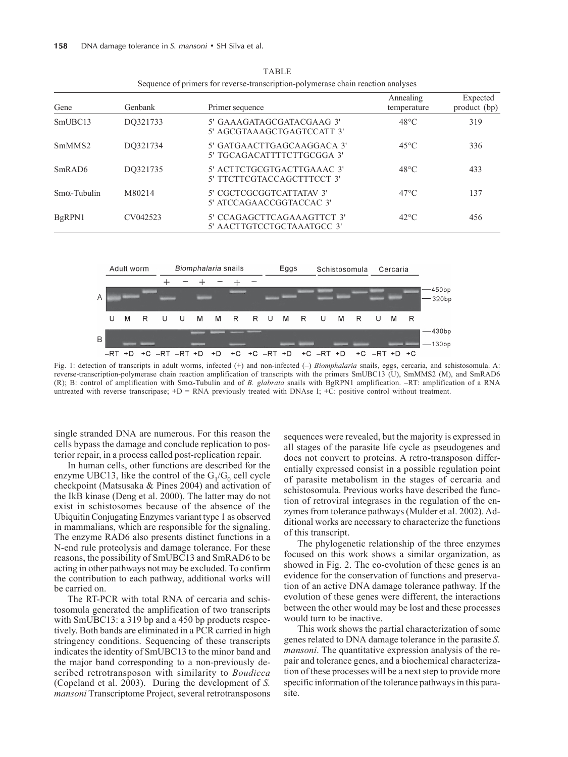TABLE

Sequence of primers for reverse-transcription-polymerase chain reaction analyses

| Gene | Genbank | Primer sequence | Annealing temperature | Expected product (bp) |
|---|---|---|---|---|
| SmUBC13 | DQ321733 | 5' GAAAGATAGCGATACGAAG 3'<br>5' AGCGTAAAGCTGAGTCCATT 3' | 48°C | 319 |
| SmMMS2 | DQ321734 | 5' GATGAACTTGAGCAAGGACA 3'<br>5' TGCAGACATTTTCTTGCGGA 3' | 45°C | 336 |
| SmRAD6 | DQ321735 | 5' ACTTCTGCGTGACTTGAAAC 3'<br>5' TTCTTCGTACCAGCTTTCCT 3' | 48°C | 433 |
| Smα-Tubulin | M80214 | 5' CGCTCGCGGTCATTATAV 3'<br>5' ATCCAGAACCGGTACCAC 3' | 47°C | 137 |
| BgRPN1 | CV042523 | 5' CCAGAGCTTCAGAAAGTTCT 3'<br>5' AACTTGTCCTGCTAAATGCC 3' | 42°C | 456 |

Fig. 1: detection of transcripts in adult worms, infected (+) and non-infected (–) *Biomphalaria* snails, eggs, cercaria, and schistosomula. A: reverse-transcription-polymerase chain reaction amplification of transcripts with the primers SmUBC13 (U), SmMMS2 (M), and SmRAD6 (R); B: control of amplification with Smα-Tubulin and of *B. glabrata* snails with BgRPN1 amplification. –RT: amplification of a RNA untreated with reverse transcripase; +D = RNA previously treated with DNAse I; +C: positive control without treatment.

single stranded DNA are numerous. For this reason the cells bypass the damage and conclude replication to posterior repair, in a process called post-replication repair.

In human cells, other functions are described for the enzyme UBC13, like the control of the $G_1/G_0$ cell cycle checkpoint (Matsusaka & Pines 2004) and activation of the IkB kinase (Deng et al. 2000). The latter may do not exist in schistosomes because of the absence of the Ubiquitin Conjugating Enzymes variant type 1 as observed in mammalians, which are responsible for the signaling. The enzyme RAD6 also presents distinct functions in a N-end rule proteolysis and damage tolerance. For these reasons, the possibility of SmUBC13 and SmRAD6 to be acting in other pathways not may be excluded. To confirm the contribution to each pathway, additional works will be carried on.

The RT-PCR with total RNA of cercaria and schistosomula generated the amplification of two transcripts with SmUBC13: a 319 bp and a 450 bp products respectively. Both bands are eliminated in a PCR carried in high stringency conditions. Sequencing of these transcripts indicates the identity of SmUBC13 to the minor band and the major band corresponding to a non-previously described retrotransposon with similarity to *Boudicca* (Copeland et al. 2003). During the development of *S. mansoni* Transcriptome Project, several retrotransposons sequences were revealed, but the majority is expressed in all stages of the parasite life cycle as pseudogenes and does not convert to proteins. A retro-transposon differentially expressed consist in a possible regulation point of parasite metabolism in the stages of cercaria and schistosomula. Previous works have described the function of retroviral integrases in the regulation of the enzymes from tolerance pathways (Mulder et al. 2002). Additional works are necessary to characterize the functions of this transcript.

The phylogenetic relationship of the three enzymes focused on this work shows a similar organization, as showed in Fig. 2. The co-evolution of these genes is an evidence for the conservation of functions and preservation of an active DNA damage tolerance pathway. If the evolution of these genes were different, the interactions between the other would may be lost and these processes would turn to be inactive.

This work shows the partial characterization of some genes related to DNA damage tolerance in the parasite *S. mansoni*. The quantitative expression analysis of the repair and tolerance genes, and a biochemical characterization of these processes will be a next step to provide more specific information of the tolerance pathways in this parasite.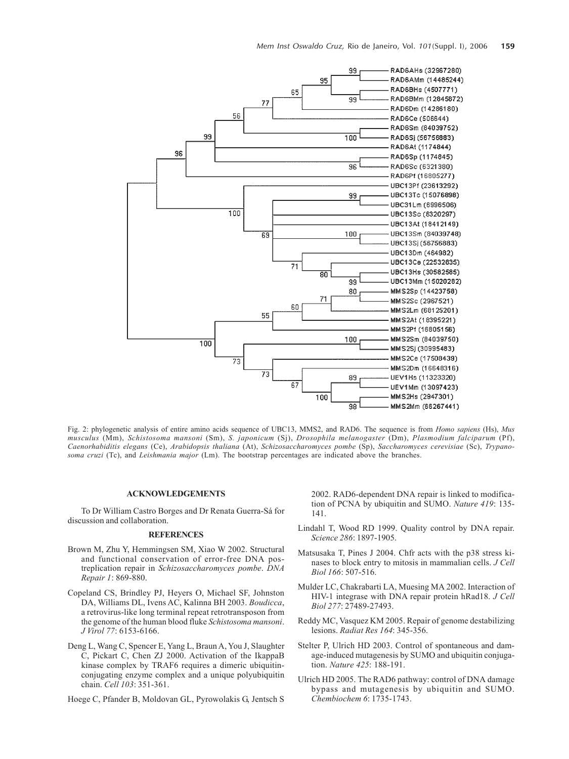Fig. 2: phylogenetic analysis of entire amino acids sequence of UBC13, MMS2, and RAD6. The sequence is from *Homo sapiens* (Hs), *Mus musculus* (Mm), *Schistosoma mansoni* (Sm), *S. japonicum* (Sj), *Drosophila melanogaster* (Dm), *Plasmodium falciparum* (Pf), *Caenorhabiditis elegans* (Ce), *Arabidopsis thaliana* (At), *Schizosaccharomyces pombe* (Sp), *Saccharomyces cerevisiae* (Sc), *Trypanosoma cruzi* (Tc), and *Leishmania major* (Lm). The bootstrap percentages are indicated above the branches.

## ACKNOWLEDGEMENTS

To Dr William Castro Borges and Dr Renata Guerra-Sá for discussion and collaboration.

## REFERENCES

Brown M, Zhu Y, Hemmingsen SM, Xiao W 2002. Structural and functional conservation of error-free DNA postreplication repair in *Schizosaccharomyces pombe*. *DNA Repair 1*: 869-880.

Copeland CS, Brindley PJ, Heyers O, Michael SF, Johnston DA, Williams DL, Ivens AC, Kalinna BH 2003. *Boudicca*, a retrovirus-like long terminal repeat retrotransposon from the genome of the human blood fluke *Schistosoma mansoni*. *J Virol 77*: 6153-6166.

Deng L, Wang C, Spencer E, Yang L, Braun A, You J, Slaughter C, Pickart C, Chen ZJ 2000. Activation of the IkappaB kinase complex by TRAF6 requires a dimeric ubiquitin-conjugating enzyme complex and a unique polyubiquitin chain. *Cell 103*: 351-361.

Hoege C, Pfander B, Moldovan GL, Pyrowolakis G, Jentsch S 2002. RAD6-dependent DNA repair is linked to modification of PCNA by ubiquitin and SUMO. *Nature 419*: 135-141.

Lindahl T, Wood RD 1999. Quality control by DNA repair. *Science 286*: 1897-1905.

Matsusaka T, Pines J 2004. Chfr acts with the p38 stress kinases to block entry to mitosis in mammalian cells. *J Cell Biol 166*: 507-516.

Mulder LC, Chakrabarti LA, Muesing MA 2002. Interaction of HIV-1 integrase with DNA repair protein hRad18. *J Cell Biol 277*: 27489-27493.

Reddy MC, Vasquez KM 2005. Repair of genome destabilizing lesions. *Radiat Res 164*: 345-356.

Stelter P, Ulrich HD 2003. Control of spontaneous and damage-induced mutagenesis by SUMO and ubiquitin conjugation. *Nature 425*: 188-191.

Ulrich HD 2005. The RAD6 pathway: control of DNA damage bypass and mutagenesis by ubiquitin and SUMO. *Chembiochem 6*: 1735-1743.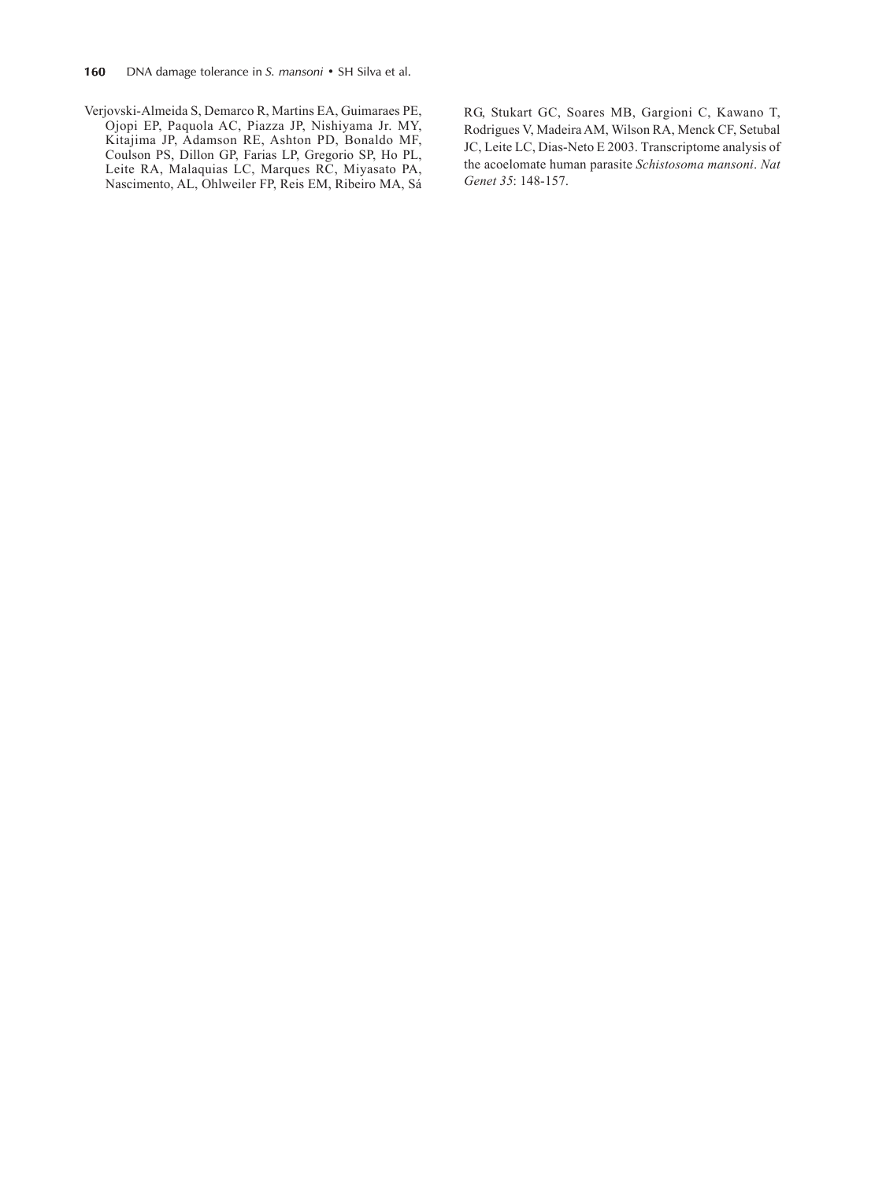Verjovski-Almeida S, Demarco R, Martins EA, Guimaraes PE, Ojopi EP, Paquola AC, Piazza JP, Nishiyama Jr. MY, Kitajima JP, Adamson RE, Ashton PD, Bonaldo MF, Coulson PS, Dillon GP, Farias LP, Gregorio SP, Ho PL, Leite RA, Malaquias LC, Marques RC, Miyasato PA, Nascimento, AL, Ohlweiler FP, Reis EM, Ribeiro MA, Sá RG, Stukart GC, Soares MB, Gargioni C, Kawano T, Rodrigues V, Madeira AM, Wilson RA, Menck CF, Setubal JC, Leite LC, Dias-Neto E 2003. Transcriptome analysis of the acoelomate human parasite *Schistosoma mansoni*. *Nat Genet 35*: 148-157.